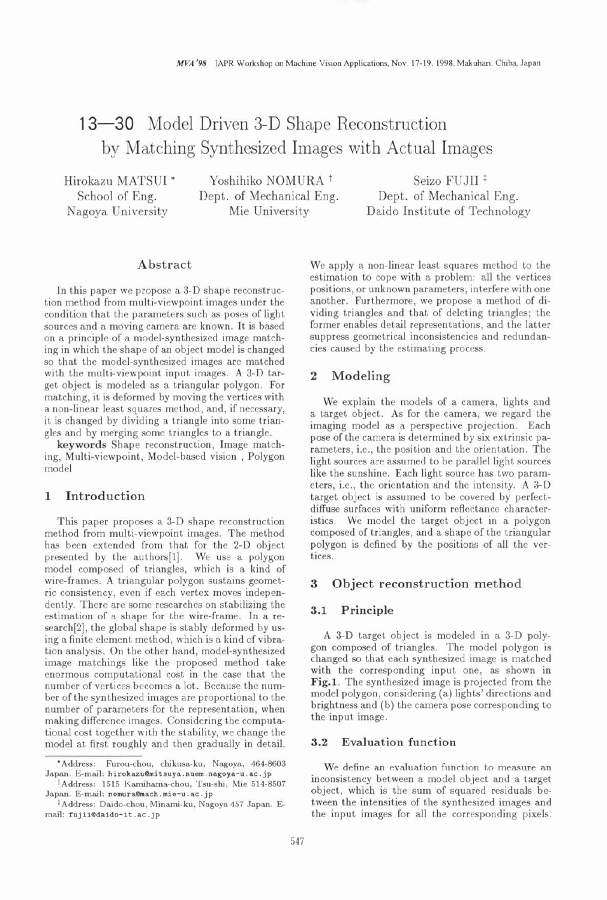# 13—30 Model Driven 3-D Shape Reconstruction by Matching Synthesized Images with Actual Images

Hirokazu MATSUI *
School of Eng.
Nagoya University

Yoshihiko NOMURA †
Dept. of Mechanical Eng.
Mie University

Seizo FUJII ‡
Dept. of Mechanical Eng.
Daido Institute of Technology

## Abstract

In this paper we propose a 3-D shape reconstruction method from multi-viewpoint images under the condition that the parameters such as poses of light sources and a moving camera are known. It is based on a principle of a model-synthesized image matching in which the shape of an object model is changed so that the model-synthesized images are matched with the multi-viewpoint input images. A 3-D target object is modeled as a triangular polygon. For matching, it is deformed by moving the vertices with a non-linear least squares method, and, if necessary, it is changed by dividing a triangle into some triangles and by merging some triangles to a triangle.

**keywords** Shape reconstruction, Image matching, Multi-viewpoint, Model-based vision , Polygon model

## 1 Introduction

This paper proposes a 3-D shape reconstruction method from multi-viewpoint images. The method has been extended from that for the 2-D object presented by the authors[1]. We use a polygon model composed of triangles, which is a kind of wire-frames. A triangular polygon sustains geometric consistency, even if each vertex moves independently. There are some researches on stabilizing the estimation of a shape for the wire-frame. In a research[2], the global shape is stably deformed by using a finite element method, which is a kind of vibration analysis. On the other hand, model-synthesized image matchings like the proposed method take enormous computational cost in the case that the number of vertices becomes a lot. Because the number of the synthesized images are proportional to the number of parameters for the representation, when making difference images. Considering the computational cost together with the stability, we change the model at first roughly and then gradually in detail. We apply a non-linear least squares method to the estimation to cope with a problem: all the vertices positions, or unknown parameters, interfere with one another. Furthermore, we propose a method of dividing triangles and that of deleting triangles; the former enables detail representations, and the latter suppress geometrical inconsistencies and redundancies caused by the estimating process.

*Address: Furou-chou, chikusa-ku, Nagoya, 464-8603 Japan. E-mail: hirokazu@mitsuya.nuem.nagoya-u.ac.jp

†Address: 1515 Kamihama-chou, Tsu-shi, Mie 514-8507 Japan. E-mail: nomura@mach.mie-u.ac.jp

‡Address: Daido-chou, Minami-ku, Nagoya 457 Japan. E-mail: fujii@daido-it.ac.jp

## 2 Modeling

We explain the models of a camera, lights and a target object. As for the camera, we regard the imaging model as a perspective projection. Each pose of the camera is determined by six extrinsic parameters, i.e., the position and the orientation. The light sources are assumed to be parallel light sources like the sunshine. Each light source has two parameters, i.e., the orientation and the intensity. A 3-D target object is assumed to be covered by perfect-diffuse surfaces with uniform reflectance characteristics. We model the target object in a polygon composed of triangles, and a shape of the triangular polygon is defined by the positions of all the vertices.

## 3 Object reconstruction method

### 3.1 Principle

A 3-D target object is modeled in a 3-D polygon composed of triangles. The model polygon is changed so that each synthesized image is matched with the corresponding input one, as shown in **Fig.1**. The synthesized image is projected from the model polygon, considering (a) lights' directions and brightness and (b) the camera pose corresponding to the input image.

### 3.2 Evaluation function

We define an evaluation function to measure an inconsistency between a model object and a target object, which is the sum of squared residuals between the intensities of the synthesized images and the input images for all the corresponding pixels.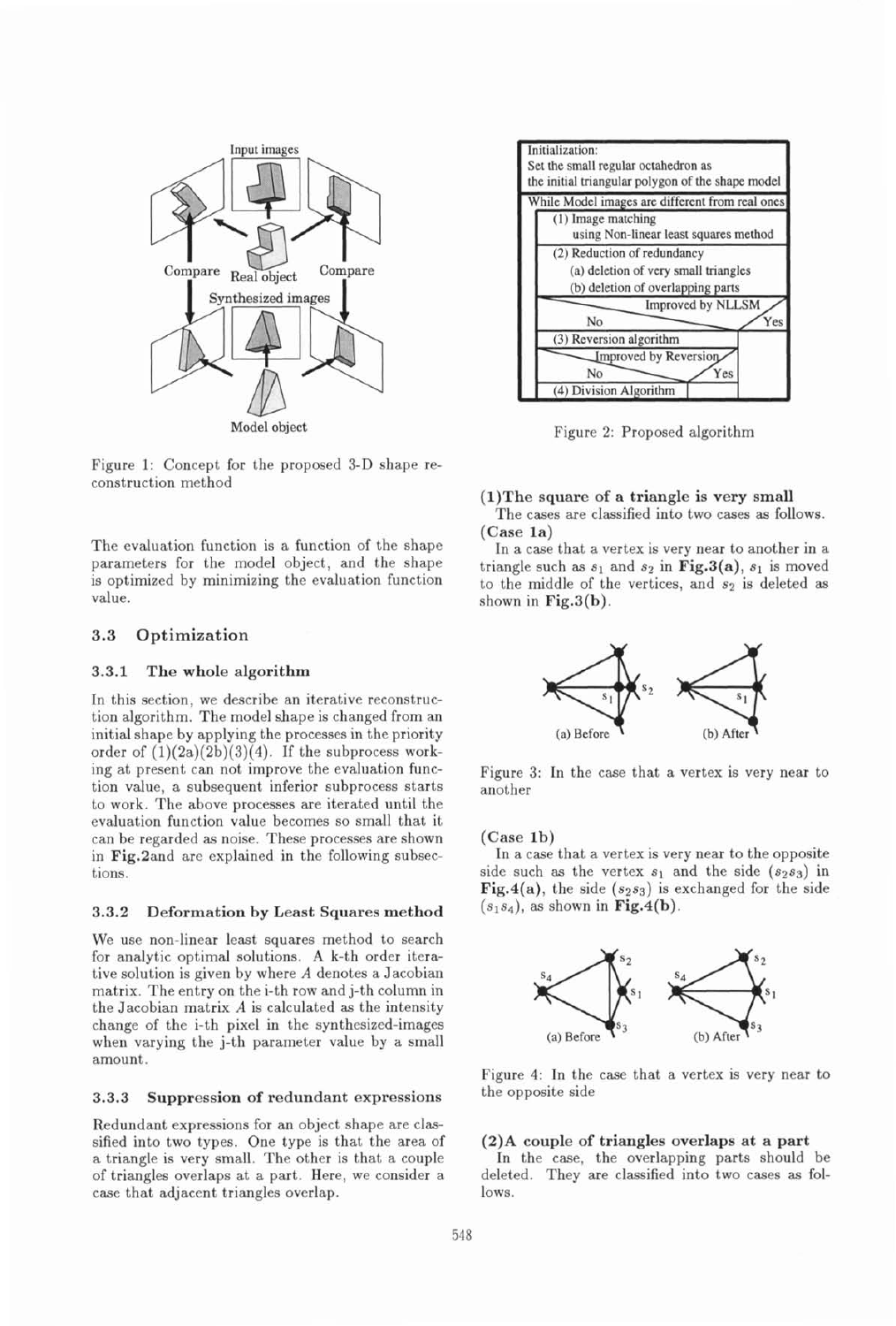Input images

Compare Real object Compare

Synthesized images

Model object

Figure 1: Concept for the proposed 3-D shape reconstruction method

The evaluation function is a function of the shape parameters for the model object, and the shape is optimized by minimizing the evaluation function value.

## 3.3 Optimization

### 3.3.1 The whole algorithm

In this section, we describe an iterative reconstruction algorithm. The model shape is changed from an initial shape by applying the processes in the priority order of (1)(2a)(2b)(3)(4). If the subprocess working at present can not improve the evaluation function value, a subsequent inferior subprocess starts to work. The above processes are iterated until the evaluation function value becomes so small that it can be regarded as noise. These processes are shown in **Fig.2**and are explained in the following subsections.

### 3.3.2 Deformation by Least Squares method

We use non-linear least squares method to search for analytic optimal solutions. A k-th order iterative solution is given by where $A$ denotes a Jacobian matrix. The entry on the i-th row and j-th column in the Jacobian matrix $A$ is calculated as the intensity change of the i-th pixel in the synthesized-images when varying the j-th parameter value by a small amount.

### 3.3.3 Suppression of redundant expressions

Redundant expressions for an object shape are classified into two types. One type is that the area of a triangle is very small. The other is that a couple of triangles overlaps at a part. Here, we consider a case that adjacent triangles overlap.

Initialization:
Set the small regular octahedron as
the initial triangular polygon of the shape model

While Model images are different from real ones
(1) Image matching using Non-linear least squares method
(2) Reduction of redundancy
(a) deletion of very small triangles
(b) deletion of overlapping parts
Improved by NLLSM
No Yes
(3) Reversion algorithm
Improved by Reversion
No Yes
(4) Division Algorithm

Figure 2: Proposed algorithm

**(1)The square of a triangle is very small**

The cases are classified into two cases as follows.

**(Case 1a)**

In a case that a vertex is very near to another in a triangle such as $s_1$ and $s_2$ in **Fig.3(a)**, $s_1$ is moved to the middle of the vertices, and $s_2$ is deleted as shown in **Fig.3(b)**.

(a) Before (b) After

Figure 3: In the case that a vertex is very near to another

**(Case 1b)**

In a case that a vertex is very near to the opposite side such as the vertex $s_1$ and the side $(s_2s_3)$ in **Fig.4(a)**, the side $(s_2s_3)$ is exchanged for the side $(s_1s_4)$, as shown in **Fig.4(b)**.

(a) Before (b) After

Figure 4: In the case that a vertex is very near to the opposite side

**(2)A couple of triangles overlaps at a part**

In the case, the overlapping parts should be deleted. They are classified into two cases as follows.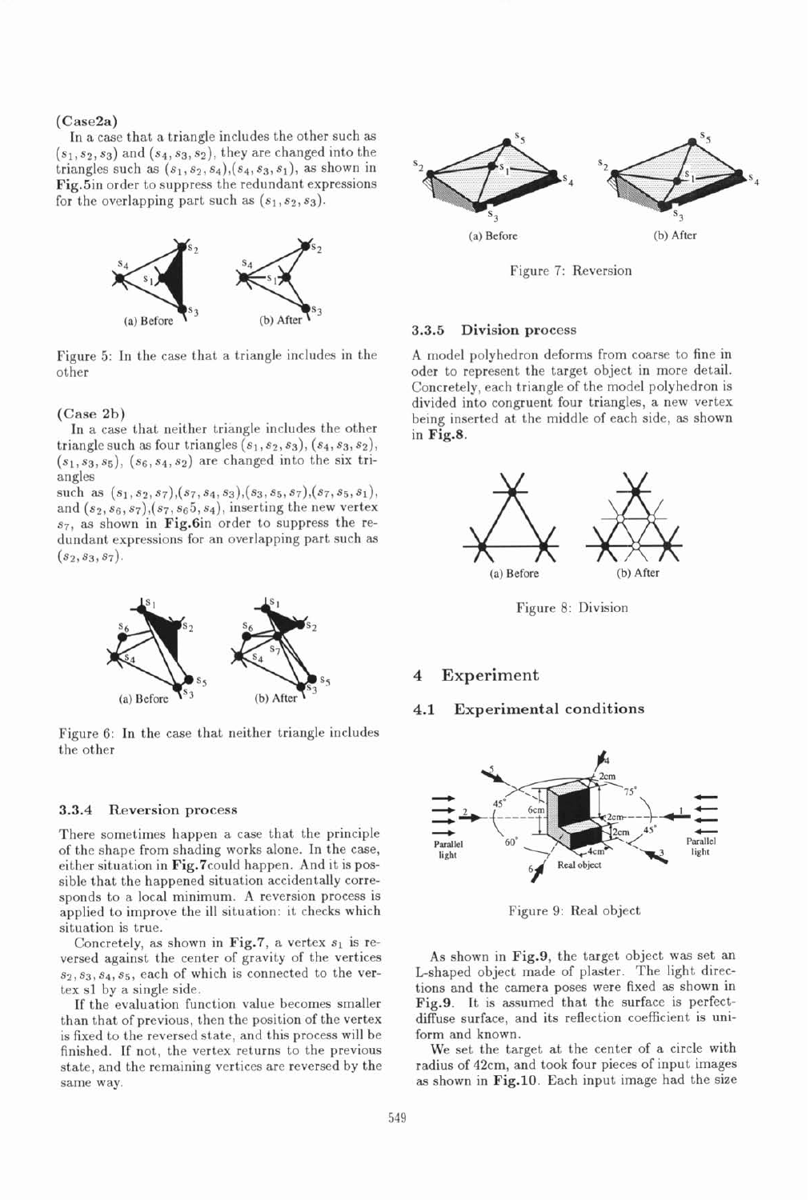**(Case2a)**

In a case that a triangle includes the other such as $(s_1, s_2, s_3)$ and $(s_4, s_3, s_2)$, they are changed into the triangles such as $(s_1, s_2, s_4)$,$(s_4, s_3, s_1)$, as shown in **Fig.5**in order to suppress the redundant expressions for the overlapping part such as $(s_1, s_2, s_3)$.

(a) Before (b) After

Figure 5: In the case that a triangle includes in the other

**(Case 2b)**

In a case that neither triangle includes the other triangle such as four triangles $(s_1, s_2, s_3)$, $(s_4, s_3, s_2)$, $(s_1, s_3, s_5)$, $(s_6, s_4, s_2)$ are changed into the six triangles

such as $(s_1, s_2, s_7)$,$(s_7, s_4, s_3)$,$(s_3, s_5, s_7)$,$(s_7, s_5, s_1)$, and $(s_2, s_6, s_7)$,$(s_7, s_65, s_4)$, inserting the new vertex $s_7$, as shown in **Fig.6**in order to suppress the redundant expressions for an overlapping part such as $(s_2, s_3, s_7)$.

(a) Before (b) After

Figure 6: In the case that neither triangle includes the other

### 3.3.4 Reversion process

There sometimes happen a case that the principle of the shape from shading works alone. In the case, either situation in **Fig.7**could happen. And it is possible that the happened situation accidentally corresponds to a local minimum. A reversion process is applied to improve the ill situation: it checks which situation is true.

Concretely, as shown in **Fig.7**, a vertex $s_1$ is reversed against the center of gravity of the vertices $s_2, s_3, s_4, s_5$, each of which is connected to the vertex s1 by a single side.

If the evaluation function value becomes smaller than that of previous, then the position of the vertex is fixed to the reversed state, and this process will be finished. If not, the vertex returns to the previous state, and the remaining vertices are reversed by the same way.

(a) Before (b) After

Figure 7: Reversion

### 3.3.5 Division process

A model polyhedron deforms from coarse to fine in oder to represent the target object in more detail. Concretely, each triangle of the model polyhedron is divided into congruent four triangles, a new vertex being inserted at the middle of each side, as shown in **Fig.8**.

(a) Before (b) After

Figure 8: Division

## 4 Experiment

### 4.1 Experimental conditions

Parallel light
Parallel light
Real object
2cm
75°
6cm
2cm
2cm
45°
45°
60°
4cm

Figure 9: Real object

As shown in **Fig.9**, the target object was set an L-shaped object made of plaster. The light directions and the camera poses were fixed as shown in **Fig.9**. It is assumed that the surface is perfect-diffuse surface, and its reflection coefficient is uniform and known.

We set the target at the center of a circle with radius of 42cm, and took four pieces of input images as shown in **Fig.10**. Each input image had the size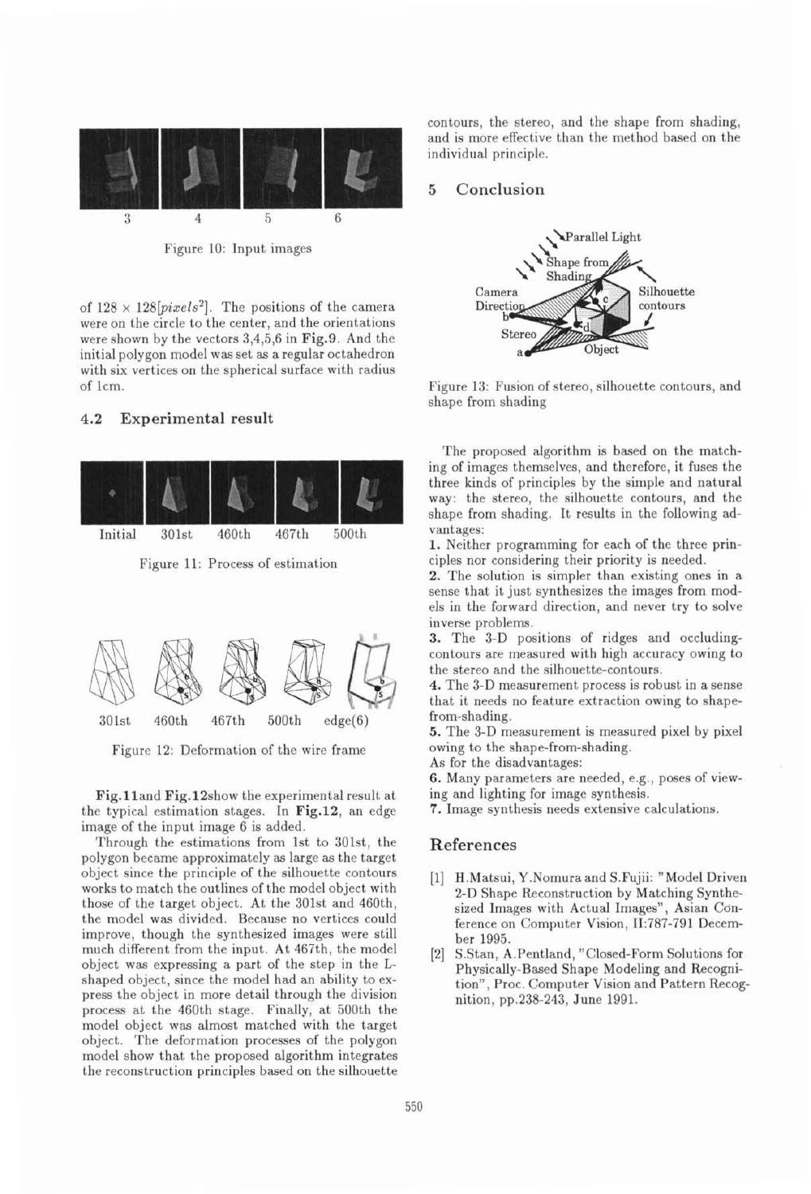3 4 5 6

Figure 10: Input images

of $128 \times 128[pixels^2]$. The positions of the camera were on the circle to the center, and the orientations were shown by the vectors 3,4,5,6 in **Fig.9**. And the initial polygon model was set as a regular octahedron with six vertices on the spherical surface with radius of 1cm.

### 4.2 Experimental result

Initial 301st 460th 467th 500th

Figure 11: Process of estimation

301st 460th 467th 500th edge(6)

Figure 12: Deformation of the wire frame

**Fig.11** and **Fig.12** show the experimental result at the typical estimation stages. In **Fig.12**, an edge image of the input image 6 is added.

Through the estimations from 1st to 301st, the polygon became approximately as large as the target object since the principle of the silhouette contours works to match the outlines of the model object with those of the target object. At the 301st and 460th, the model was divided. Because no vertices could improve, though the synthesized images were still much different from the input. At 467th, the model object was expressing a part of the step in the L-shaped object, since the model had an ability to express the object in more detail through the division process at the 460th stage. Finally, at 500th the model object was almost matched with the target object. The deformation processes of the polygon model show that the proposed algorithm integrates the reconstruction principles based on the silhouette contours, the stereo, and the shape from shading, and is more effective than the method based on the individual principle.

## 5 Conclusion

Parallel Light
Shape from Shading
Camera Direction
Silhouette contours
Stereo
Object
a b c d

Figure 13: Fusion of stereo, silhouette contours, and shape from shading

The proposed algorithm is based on the matching of images themselves, and therefore, it fuses the three kinds of principles by the simple and natural way: the stereo, the silhouette contours, and the shape from shading. It results in the following advantages:

**1.** Neither programming for each of the three principles nor considering their priority is needed.

**2.** The solution is simpler than existing ones in a sense that it just synthesizes the images from models in the forward direction, and never try to solve inverse problems.

**3.** The 3-D positions of ridges and occluding-contours are measured with high accuracy owing to the stereo and the silhouette-contours.

**4.** The 3-D measurement process is robust in a sense that it needs no feature extraction owing to shape-from-shading.

**5.** The 3-D measurement is measured pixel by pixel owing to the shape-from-shading.

As for the disadvantages:

**6.** Many parameters are needed, e.g., poses of viewing and lighting for image synthesis.

**7.** Image synthesis needs extensive calculations.

## References

[1] H.Matsui, Y.Nomura and S.Fujii: "Model Driven 2-D Shape Reconstruction by Matching Synthesized Images with Actual Images", Asian Conference on Computer Vision, II:787-791 December 1995.

[2] S.Stan, A.Pentland, "Closed-Form Solutions for Physically-Based Shape Modeling and Recognition", Proc. Computer Vision and Pattern Recognition, pp.238-243, June 1991.